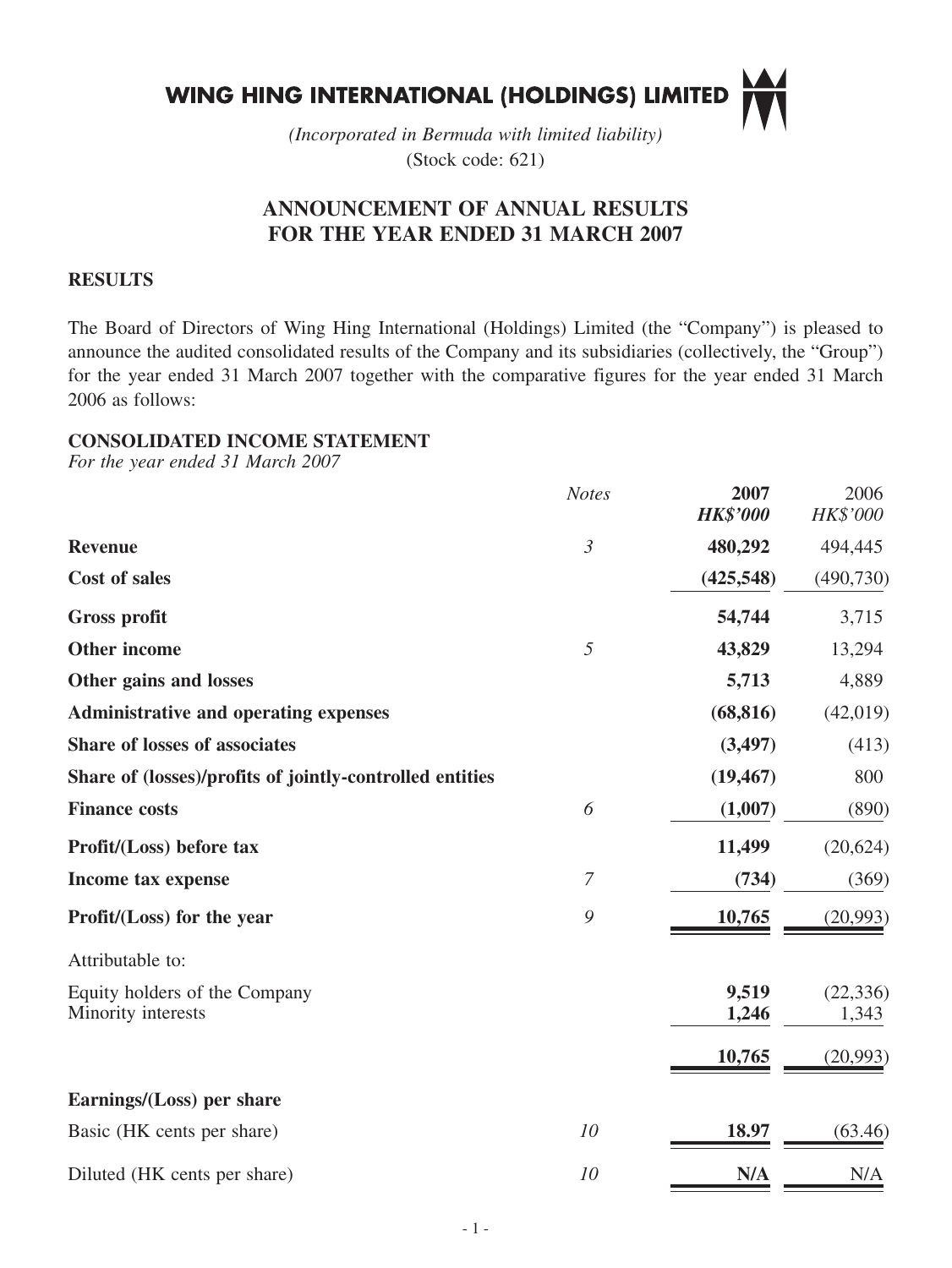# WING HING INTERNATIONAL (HOLDINGS) LIMITED

*(Incorporated in Bermuda with limited liability)*
(Stock code: 621)

## ANNOUNCEMENT OF ANNUAL RESULTS FOR THE YEAR ENDED 31 MARCH 2007

### RESULTS

The Board of Directors of Wing Hing International (Holdings) Limited (the "Company") is pleased to announce the audited consolidated results of the Company and its subsidiaries (collectively, the "Group") for the year ended 31 March 2007 together with the comparative figures for the year ended 31 March 2006 as follows:

### CONSOLIDATED INCOME STATEMENT

*For the year ended 31 March 2007*

| | *Notes* | **2007** ***HK$'000*** | 2006 *HK$'000* |
|---|---|---|---|
| **Revenue** | *3* | **480,292** | 494,445 |
| **Cost of sales** | | **(425,548)** | (490,730) |
| **Gross profit** | | **54,744** | 3,715 |
| **Other income** | *5* | **43,829** | 13,294 |
| **Other gains and losses** | | **5,713** | 4,889 |
| **Administrative and operating expenses** | | **(68,816)** | (42,019) |
| **Share of losses of associates** | | **(3,497)** | (413) |
| **Share of (losses)/profits of jointly-controlled entities** | | **(19,467)** | 800 |
| **Finance costs** | *6* | **(1,007)** | (890) |
| **Profit/(Loss) before tax** | | **11,499** | (20,624) |
| **Income tax expense** | *7* | **(734)** | (369) |
| **Profit/(Loss) for the year** | *9* | **10,765** | (20,993) |
| Attributable to: | | | |
| Equity holders of the Company | | **9,519** | (22,336) |
| Minority interests | | **1,246** | 1,343 |
| | | **10,765** | (20,993) |
| **Earnings/(Loss) per share** | | | |
| Basic (HK cents per share) | *10* | **18.97** | (63.46) |
| Diluted (HK cents per share) | *10* | **N/A** | N/A |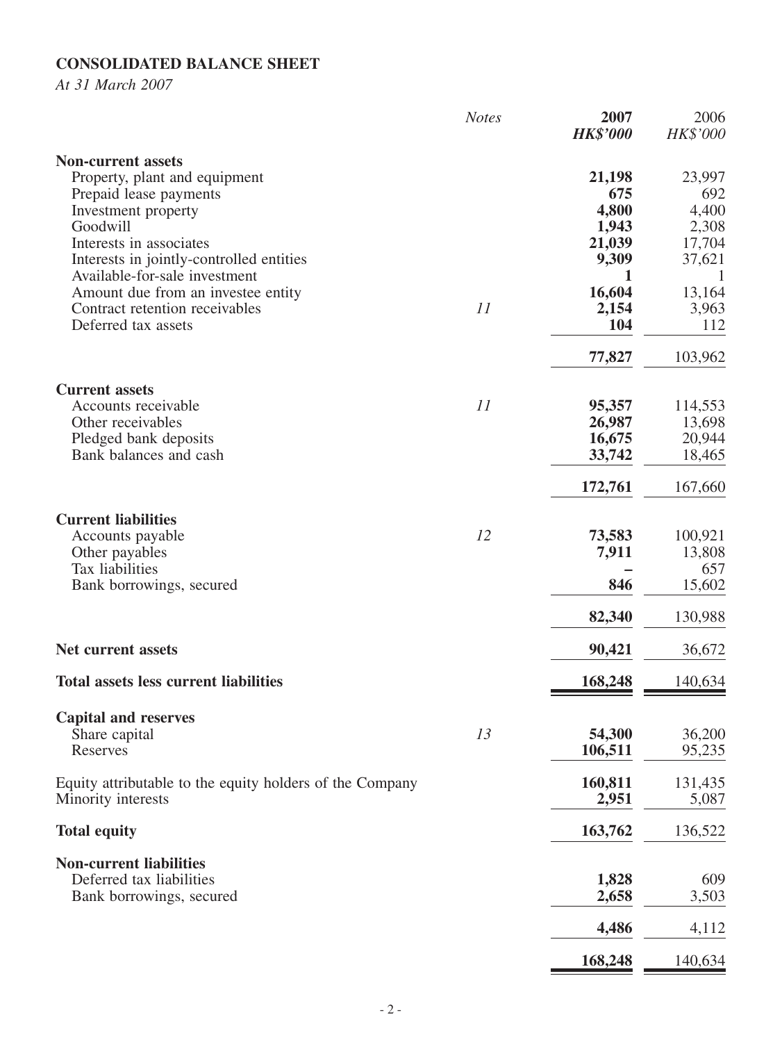# CONSOLIDATED BALANCE SHEET

*At 31 March 2007*

| | *Notes* | **2007** ***HK$'000*** | 2006 *HK$'000* |
|---|---|---|---|
| **Non-current assets** | | | |
| Property, plant and equipment | | **21,198** | 23,997 |
| Prepaid lease payments | | **675** | 692 |
| Investment property | | **4,800** | 4,400 |
| Goodwill | | **1,943** | 2,308 |
| Interests in associates | | **21,039** | 17,704 |
| Interests in jointly-controlled entities | | **9,309** | 37,621 |
| Available-for-sale investment | | **1** | 1 |
| Amount due from an investee entity | | **16,604** | 13,164 |
| Contract retention receivables | *11* | **2,154** | 3,963 |
| Deferred tax assets | | **104** | 112 |
| | | **77,827** | 103,962 |
| **Current assets** | | | |
| Accounts receivable | *11* | **95,357** | 114,553 |
| Other receivables | | **26,987** | 13,698 |
| Pledged bank deposits | | **16,675** | 20,944 |
| Bank balances and cash | | **33,742** | 18,465 |
| | | **172,761** | 167,660 |
| **Current liabilities** | | | |
| Accounts payable | *12* | **73,583** | 100,921 |
| Other payables | | **7,911** | 13,808 |
| Tax liabilities | | **–** | 657 |
| Bank borrowings, secured | | **846** | 15,602 |
| | | **82,340** | 130,988 |
| **Net current assets** | | **90,421** | 36,672 |
| **Total assets less current liabilities** | | **168,248** | 140,634 |
| **Capital and reserves** | | | |
| Share capital | *13* | **54,300** | 36,200 |
| Reserves | | **106,511** | 95,235 |
| Equity attributable to the equity holders of the Company | | **160,811** | 131,435 |
| Minority interests | | **2,951** | 5,087 |
| **Total equity** | | **163,762** | 136,522 |
| **Non-current liabilities** | | | |
| Deferred tax liabilities | | **1,828** | 609 |
| Bank borrowings, secured | | **2,658** | 3,503 |
| | | **4,486** | 4,112 |
| | | **168,248** | 140,634 |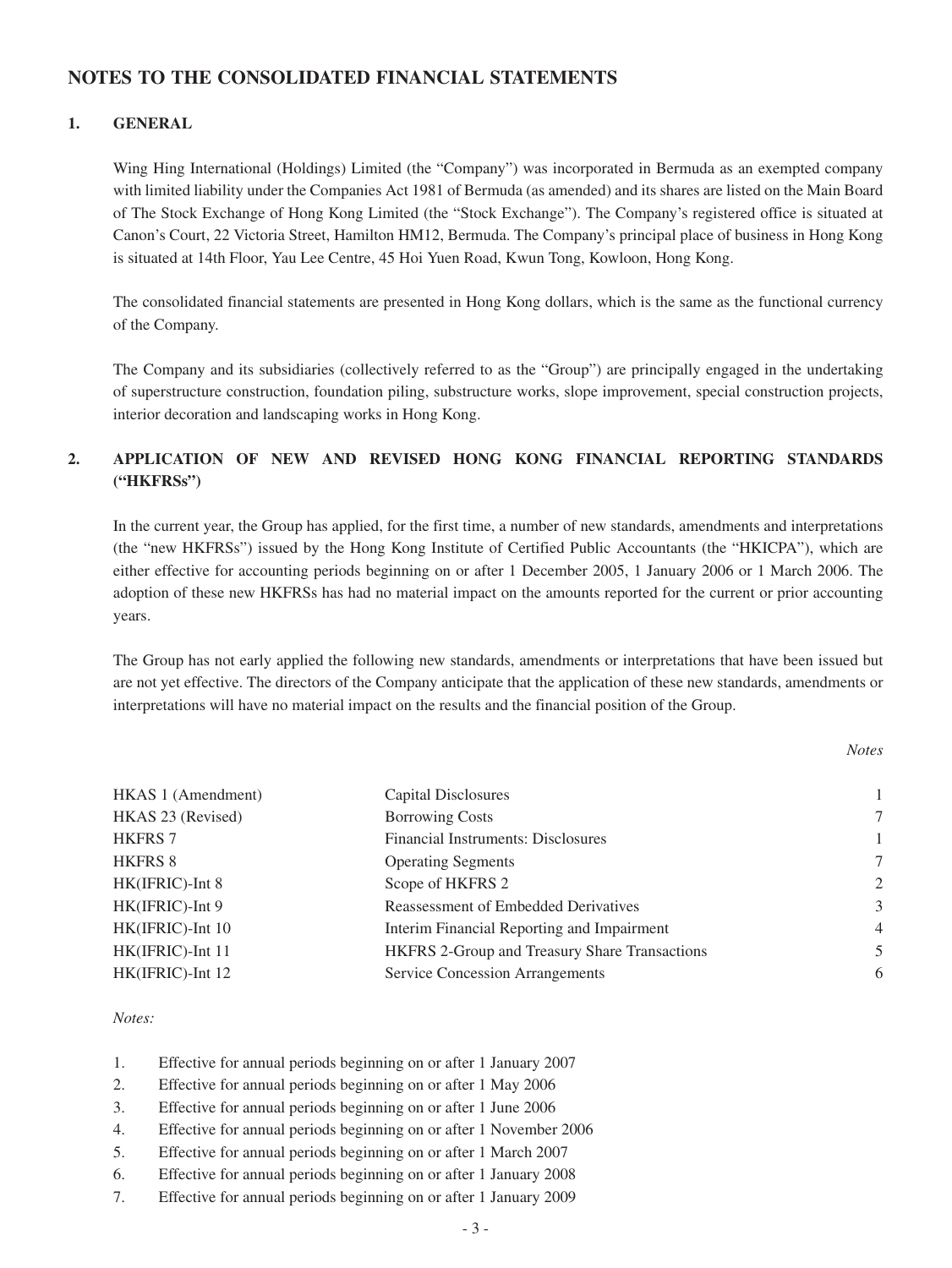## NOTES TO THE CONSOLIDATED FINANCIAL STATEMENTS

### 1. GENERAL

Wing Hing International (Holdings) Limited (the "Company") was incorporated in Bermuda as an exempted company with limited liability under the Companies Act 1981 of Bermuda (as amended) and its shares are listed on the Main Board of The Stock Exchange of Hong Kong Limited (the "Stock Exchange"). The Company's registered office is situated at Canon's Court, 22 Victoria Street, Hamilton HM12, Bermuda. The Company's principal place of business in Hong Kong is situated at 14th Floor, Yau Lee Centre, 45 Hoi Yuen Road, Kwun Tong, Kowloon, Hong Kong.

The consolidated financial statements are presented in Hong Kong dollars, which is the same as the functional currency of the Company.

The Company and its subsidiaries (collectively referred to as the "Group") are principally engaged in the undertaking of superstructure construction, foundation piling, substructure works, slope improvement, special construction projects, interior decoration and landscaping works in Hong Kong.

### 2. APPLICATION OF NEW AND REVISED HONG KONG FINANCIAL REPORTING STANDARDS ("HKFRSs")

In the current year, the Group has applied, for the first time, a number of new standards, amendments and interpretations (the "new HKFRSs") issued by the Hong Kong Institute of Certified Public Accountants (the "HKICPA"), which are either effective for accounting periods beginning on or after 1 December 2005, 1 January 2006 or 1 March 2006. The adoption of these new HKFRSs has had no material impact on the amounts reported for the current or prior accounting years.

The Group has not early applied the following new standards, amendments or interpretations that have been issued but are not yet effective. The directors of the Company anticipate that the application of these new standards, amendments or interpretations will have no material impact on the results and the financial position of the Group.

| | | *Notes* |
|---|---|---|
| HKAS 1 (Amendment) | Capital Disclosures | 1 |
| HKAS 23 (Revised) | Borrowing Costs | 7 |
| HKFRS 7 | Financial Instruments: Disclosures | 1 |
| HKFRS 8 | Operating Segments | 7 |
| HK(IFRIC)-Int 8 | Scope of HKFRS 2 | 2 |
| HK(IFRIC)-Int 9 | Reassessment of Embedded Derivatives | 3 |
| HK(IFRIC)-Int 10 | Interim Financial Reporting and Impairment | 4 |
| HK(IFRIC)-Int 11 | HKFRS 2-Group and Treasury Share Transactions | 5 |
| HK(IFRIC)-Int 12 | Service Concession Arrangements | 6 |

*Notes:*

1. Effective for annual periods beginning on or after 1 January 2007
2. Effective for annual periods beginning on or after 1 May 2006
3. Effective for annual periods beginning on or after 1 June 2006
4. Effective for annual periods beginning on or after 1 November 2006
5. Effective for annual periods beginning on or after 1 March 2007
6. Effective for annual periods beginning on or after 1 January 2008
7. Effective for annual periods beginning on or after 1 January 2009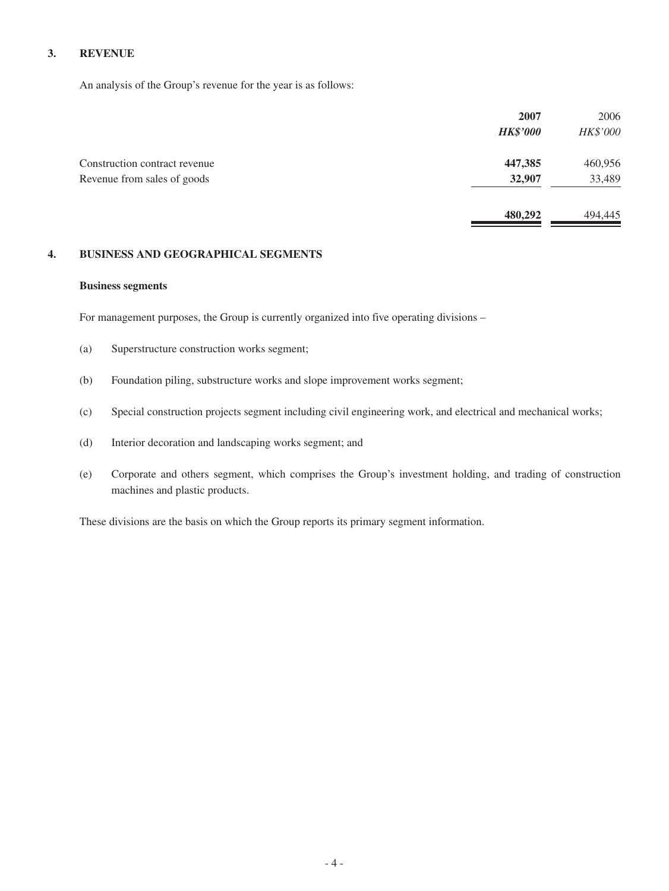## 3. REVENUE

An analysis of the Group's revenue for the year is as follows:

| | **2007** | 2006 |
|---|---|---|
| | ***HK$'000*** | *HK$'000* |
| Construction contract revenue | **447,385** | 460,956 |
| Revenue from sales of goods | **32,907** | 33,489 |
| | **480,292** | 494,445 |

## 4. BUSINESS AND GEOGRAPHICAL SEGMENTS

### Business segments

For management purposes, the Group is currently organized into five operating divisions –

(a) Superstructure construction works segment;

(b) Foundation piling, substructure works and slope improvement works segment;

(c) Special construction projects segment including civil engineering work, and electrical and mechanical works;

(d) Interior decoration and landscaping works segment; and

(e) Corporate and others segment, which comprises the Group's investment holding, and trading of construction machines and plastic products.

These divisions are the basis on which the Group reports its primary segment information.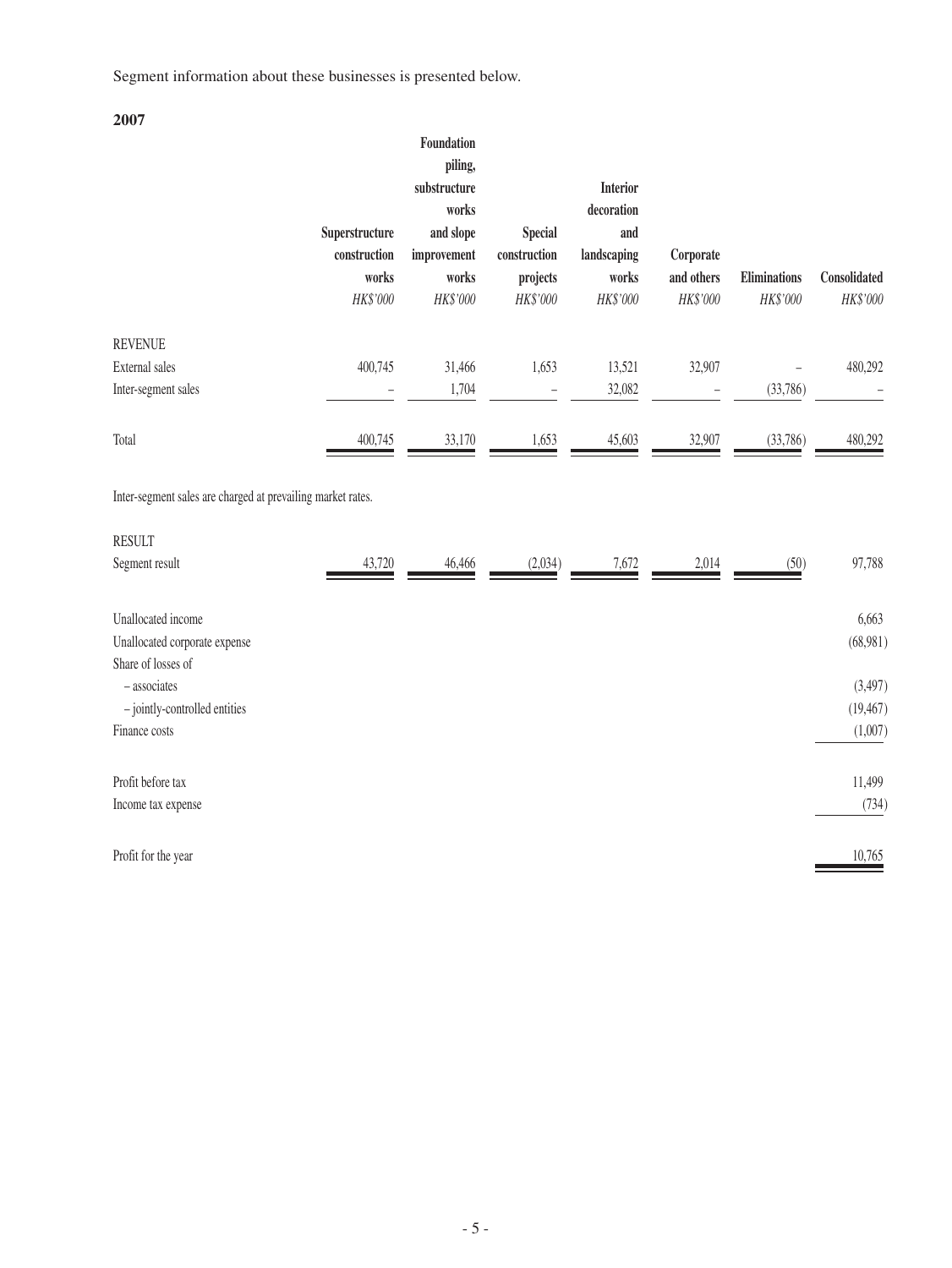Segment information about these businesses is presented below.

**2007**

| | Superstructure construction works | Foundation piling, substructure works and slope improvement works | Special construction projects | Interior decoration and landscaping works | Corporate and others | Eliminations | Consolidated |
|---|---|---|---|---|---|---|---|
| | *HK$'000* | *HK$'000* | *HK$'000* | *HK$'000* | *HK$'000* | *HK$'000* | *HK$'000* |
| REVENUE | | | | | | | |
| External sales | 400,745 | 31,466 | 1,653 | 13,521 | 32,907 | – | 480,292 |
| Inter-segment sales | – | 1,704 | – | 32,082 | – | (33,786) | – |
| Total | 400,745 | 33,170 | 1,653 | 45,603 | 32,907 | (33,786) | 480,292 |

Inter-segment sales are charged at prevailing market rates.

| | Superstructure construction works | Foundation piling, substructure works and slope improvement works | Special construction projects | Interior decoration and landscaping works | Corporate and others | Eliminations | Consolidated |
|---|---|---|---|---|---|---|---|
| RESULT | | | | | | | |
| Segment result | 43,720 | 46,466 | (2,034) | 7,672 | 2,014 | (50) | 97,788 |
| Unallocated income | | | | | | | 6,663 |
| Unallocated corporate expense | | | | | | | (68,981) |
| Share of losses of | | | | | | | |
| – associates | | | | | | | (3,497) |
| – jointly-controlled entities | | | | | | | (19,467) |
| Finance costs | | | | | | | (1,007) |
| Profit before tax | | | | | | | 11,499 |
| Income tax expense | | | | | | | (734) |
| Profit for the year | | | | | | | 10,765 |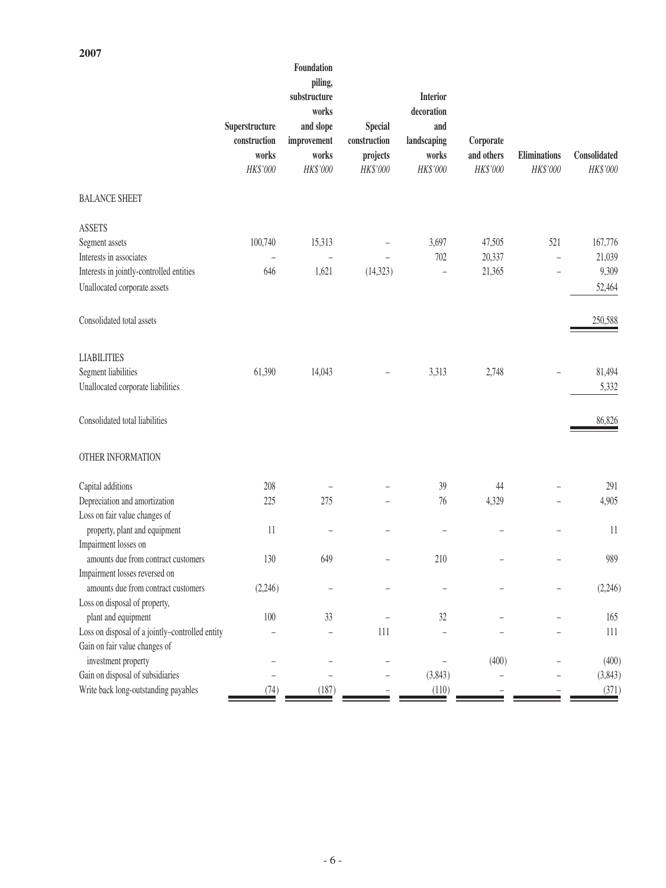**2007**

| | Superstructure construction works | Foundation piling, substructure works and slope improvement works | Special construction projects | Interior decoration and landscaping works | Corporate and others | Eliminations | Consolidated |
|---|---|---|---|---|---|---|---|
| | *HK$'000* | *HK$'000* | *HK$'000* | *HK$'000* | *HK$'000* | *HK$'000* | *HK$'000* |
| BALANCE SHEET | | | | | | | |
| ASSETS | | | | | | | |
| Segment assets | 100,740 | 15,313 | – | 3,697 | 47,505 | 521 | 167,776 |
| Interests in associates | – | – | – | 702 | 20,337 | – | 21,039 |
| Interests in jointly-controlled entities | 646 | 1,621 | (14,323) | – | 21,365 | – | 9,309 |
| Unallocated corporate assets | | | | | | | 52,464 |
| Consolidated total assets | | | | | | | 250,588 |
| LIABILITIES | | | | | | | |
| Segment liabilities | 61,390 | 14,043 | – | 3,313 | 2,748 | – | 81,494 |
| Unallocated corporate liabilities | | | | | | | 5,332 |
| Consolidated total liabilities | | | | | | | 86,826 |
| OTHER INFORMATION | | | | | | | |
| Capital additions | 208 | – | – | 39 | 44 | – | 291 |
| Depreciation and amortization | 225 | 275 | – | 76 | 4,329 | – | 4,905 |
| Loss on fair value changes of property, plant and equipment | 11 | – | – | – | – | – | 11 |
| Impairment losses on amounts due from contract customers | 130 | 649 | – | 210 | – | – | 989 |
| Impairment losses reversed on amounts due from contract customers | (2,246) | – | – | – | – | – | (2,246) |
| Loss on disposal of property, plant and equipment | 100 | 33 | – | 32 | – | – | 165 |
| Loss on disposal of a jointly–controlled entity | – | – | 111 | – | – | – | 111 |
| Gain on fair value changes of investment property | – | – | – | – | (400) | – | (400) |
| Gain on disposal of subsidiaries | – | – | – | (3,843) | – | – | (3,843) |
| Write back long-outstanding payables | (74) | (187) | – | (110) | – | – | (371) |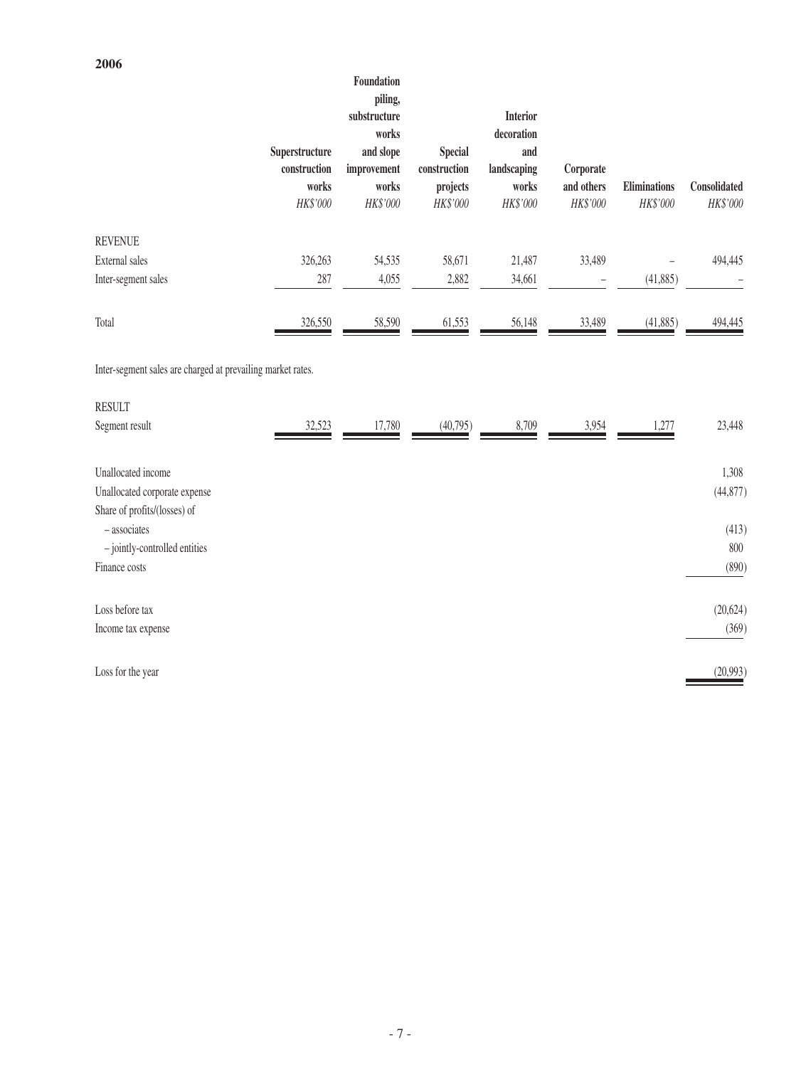**2006**

| | Superstructure construction works | Foundation piling, substructure works and slope improvement works | Special construction projects | Interior decoration and landscaping works | Corporate and others | Eliminations | Consolidated |
|---|---|---|---|---|---|---|---|
| | *HK$'000* | *HK$'000* | *HK$'000* | *HK$'000* | *HK$'000* | *HK$'000* | *HK$'000* |
| REVENUE | | | | | | | |
| External sales | 326,263 | 54,535 | 58,671 | 21,487 | 33,489 | – | 494,445 |
| Inter-segment sales | 287 | 4,055 | 2,882 | 34,661 | – | (41,885) | – |
| Total | 326,550 | 58,590 | 61,553 | 56,148 | 33,489 | (41,885) | 494,445 |

Inter-segment sales are charged at prevailing market rates.

| | Superstructure construction works | Foundation piling, substructure works and slope improvement works | Special construction projects | Interior decoration and landscaping works | Corporate and others | Eliminations | Consolidated |
|---|---|---|---|---|---|---|---|
| RESULT | | | | | | | |
| Segment result | 32,523 | 17,780 | (40,795) | 8,709 | 3,954 | 1,277 | 23,448 |
| Unallocated income | | | | | | | 1,308 |
| Unallocated corporate expense | | | | | | | (44,877) |
| Share of profits/(losses) of | | | | | | | |
| – associates | | | | | | | (413) |
| – jointly-controlled entities | | | | | | | 800 |
| Finance costs | | | | | | | (890) |
| Loss before tax | | | | | | | (20,624) |
| Income tax expense | | | | | | | (369) |
| Loss for the year | | | | | | | (20,993) |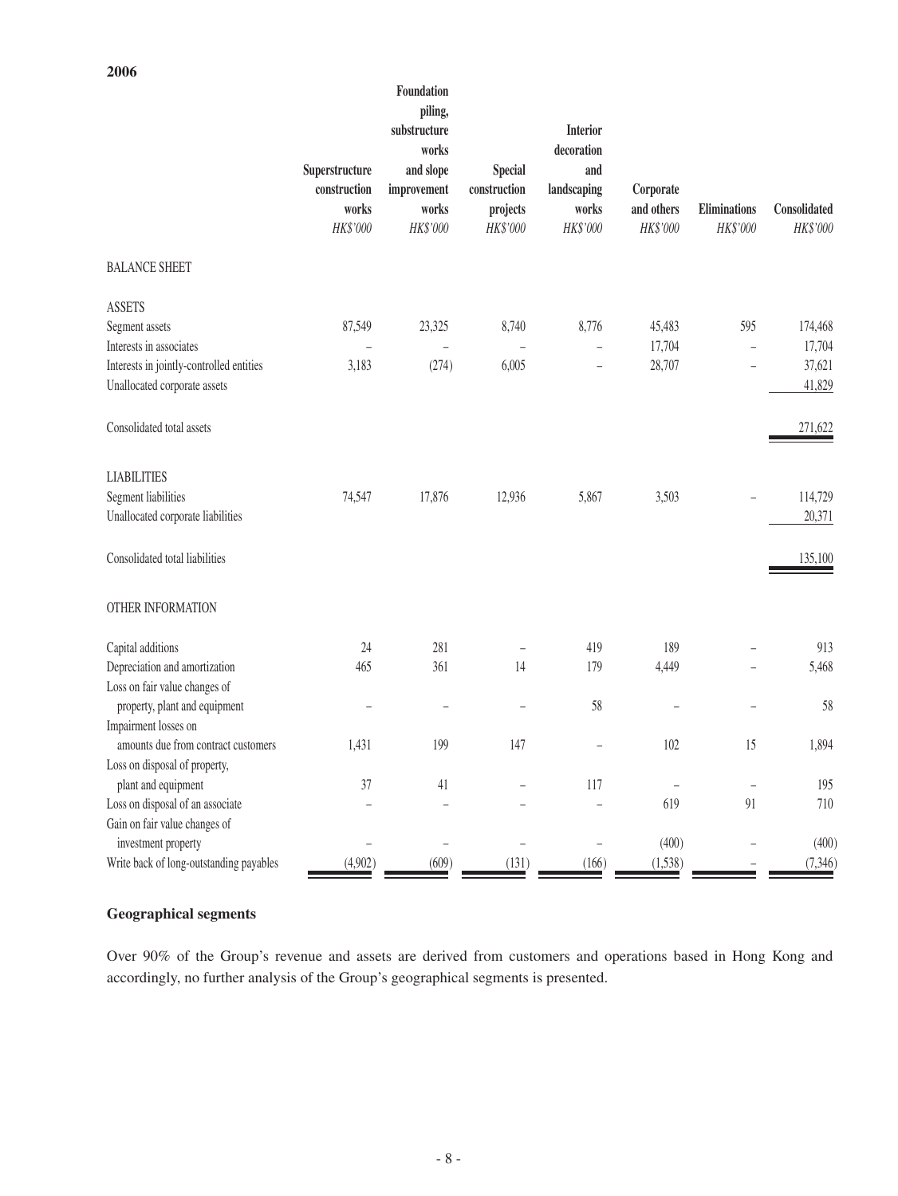**2006**

| | Superstructure construction works | Foundation piling, substructure works and slope improvement works | Special construction projects | Interior decoration and landscaping works | Corporate and others | Eliminations | Consolidated |
|---|---|---|---|---|---|---|---|
| | *HK$'000* | *HK$'000* | *HK$'000* | *HK$'000* | *HK$'000* | *HK$'000* | *HK$'000* |
| BALANCE SHEET | | | | | | | |
| ASSETS | | | | | | | |
| Segment assets | 87,549 | 23,325 | 8,740 | 8,776 | 45,483 | 595 | 174,468 |
| Interests in associates | – | – | – | – | 17,704 | – | 17,704 |
| Interests in jointly-controlled entities | 3,183 | (274) | 6,005 | – | 28,707 | – | 37,621 |
| Unallocated corporate assets | | | | | | | 41,829 |
| Consolidated total assets | | | | | | | 271,622 |
| LIABILITIES | | | | | | | |
| Segment liabilities | 74,547 | 17,876 | 12,936 | 5,867 | 3,503 | – | 114,729 |
| Unallocated corporate liabilities | | | | | | | 20,371 |
| Consolidated total liabilities | | | | | | | 135,100 |
| OTHER INFORMATION | | | | | | | |
| Capital additions | 24 | 281 | – | 419 | 189 | – | 913 |
| Depreciation and amortization | 465 | 361 | 14 | 179 | 4,449 | – | 5,468 |
| Loss on fair value changes of property, plant and equipment | – | – | – | 58 | – | – | 58 |
| Impairment losses on amounts due from contract customers | 1,431 | 199 | 147 | – | 102 | 15 | 1,894 |
| Loss on disposal of property, plant and equipment | 37 | 41 | – | 117 | – | – | 195 |
| Loss on disposal of an associate | – | – | – | – | 619 | 91 | 710 |
| Gain on fair value changes of investment property | – | – | – | – | (400) | – | (400) |
| Write back of long-outstanding payables | (4,902) | (609) | (131) | (166) | (1,538) | – | (7,346) |

**Geographical segments**

Over 90% of the Group's revenue and assets are derived from customers and operations based in Hong Kong and accordingly, no further analysis of the Group's geographical segments is presented.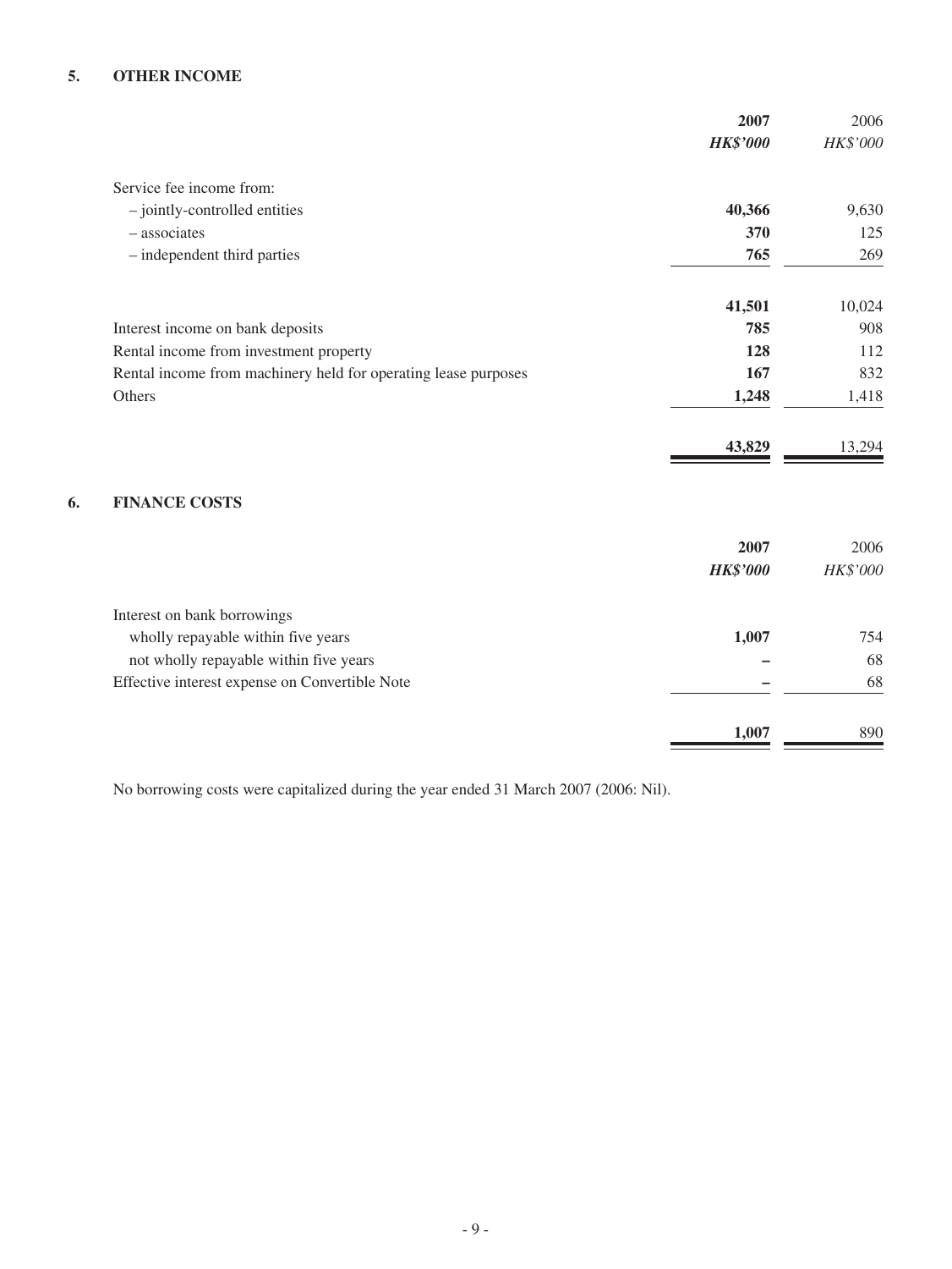## 5. OTHER INCOME

| | 2007 | 2006 |
|---|---|---|
| | ***HK$'000*** | *HK$'000* |
| Service fee income from: | | |
| – jointly-controlled entities | **40,366** | 9,630 |
| – associates | **370** | 125 |
| – independent third parties | **765** | 269 |
| | **41,501** | 10,024 |
| Interest income on bank deposits | **785** | 908 |
| Rental income from investment property | **128** | 112 |
| Rental income from machinery held for operating lease purposes | **167** | 832 |
| Others | **1,248** | 1,418 |
| | **43,829** | 13,294 |

## 6. FINANCE COSTS

| | 2007 | 2006 |
|---|---|---|
| | ***HK$'000*** | *HK$'000* |
| Interest on bank borrowings | | |
| wholly repayable within five years | **1,007** | 754 |
| not wholly repayable within five years | **–** | 68 |
| Effective interest expense on Convertible Note | **–** | 68 |
| | **1,007** | 890 |

No borrowing costs were capitalized during the year ended 31 March 2007 (2006: Nil).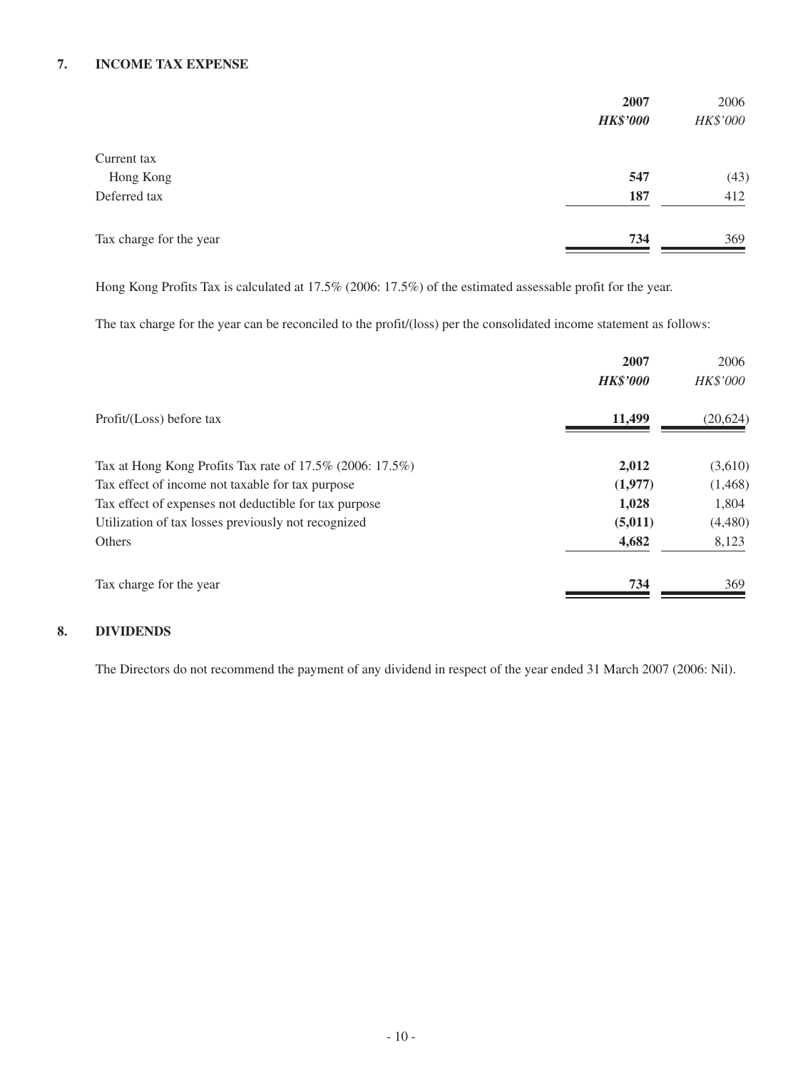## 7. INCOME TAX EXPENSE

| | **2007** | 2006 |
|---|---|---|
| | ***HK$'000*** | *HK$'000* |
| Current tax | | |
| Hong Kong | **547** | (43) |
| Deferred tax | **187** | 412 |
| Tax charge for the year | **734** | 369 |

Hong Kong Profits Tax is calculated at 17.5% (2006: 17.5%) of the estimated assessable profit for the year.

The tax charge for the year can be reconciled to the profit/(loss) per the consolidated income statement as follows:

| | **2007** | 2006 |
|---|---|---|
| | ***HK$'000*** | *HK$'000* |
| Profit/(Loss) before tax | **11,499** | (20,624) |
| Tax at Hong Kong Profits Tax rate of 17.5% (2006: 17.5%) | **2,012** | (3,610) |
| Tax effect of income not taxable for tax purpose | **(1,977)** | (1,468) |
| Tax effect of expenses not deductible for tax purpose | **1,028** | 1,804 |
| Utilization of tax losses previously not recognized | **(5,011)** | (4,480) |
| Others | **4,682** | 8,123 |
| Tax charge for the year | **734** | 369 |

## 8. DIVIDENDS

The Directors do not recommend the payment of any dividend in respect of the year ended 31 March 2007 (2006: Nil).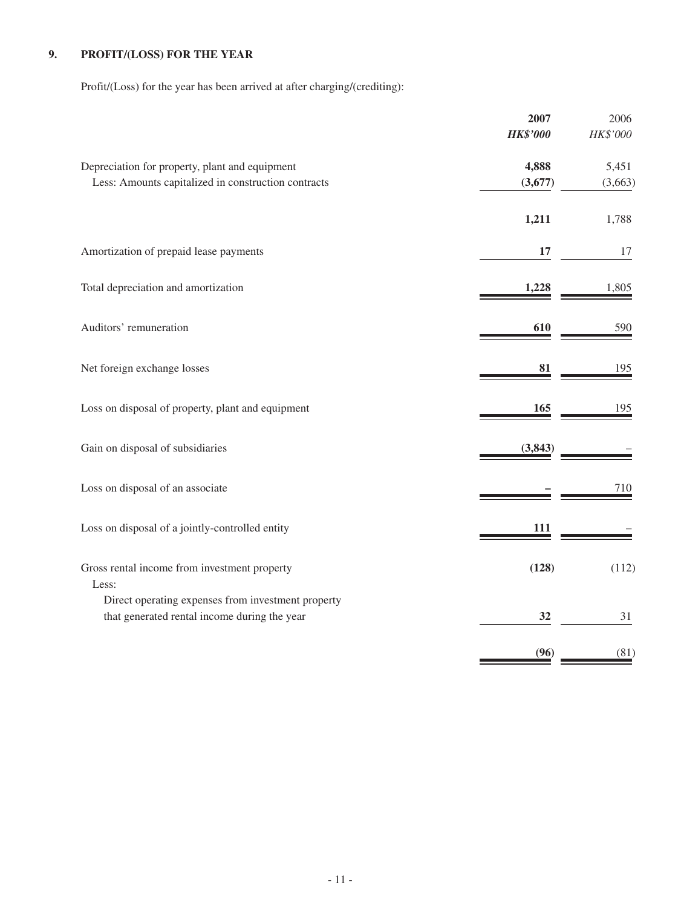## 9. PROFIT/(LOSS) FOR THE YEAR

Profit/(Loss) for the year has been arrived at after charging/(crediting):

| | **2007** | 2006 |
|---|---|---|
| | ***HK$'000*** | *HK$'000* |
| Depreciation for property, plant and equipment | **4,888** | 5,451 |
| Less: Amounts capitalized in construction contracts | **(3,677)** | (3,663) |
| | **1,211** | 1,788 |
| Amortization of prepaid lease payments | **17** | 17 |
| Total depreciation and amortization | **1,228** | 1,805 |
| Auditors' remuneration | **610** | 590 |
| Net foreign exchange losses | **81** | 195 |
| Loss on disposal of property, plant and equipment | **165** | 195 |
| Gain on disposal of subsidiaries | **(3,843)** | – |
| Loss on disposal of an associate | **–** | 710 |
| Loss on disposal of a jointly-controlled entity | **111** | – |
| Gross rental income from investment property | **(128)** | (112) |
| Less: | | |
| Direct operating expenses from investment property that generated rental income during the year | **32** | 31 |
| | **(96)** | (81) |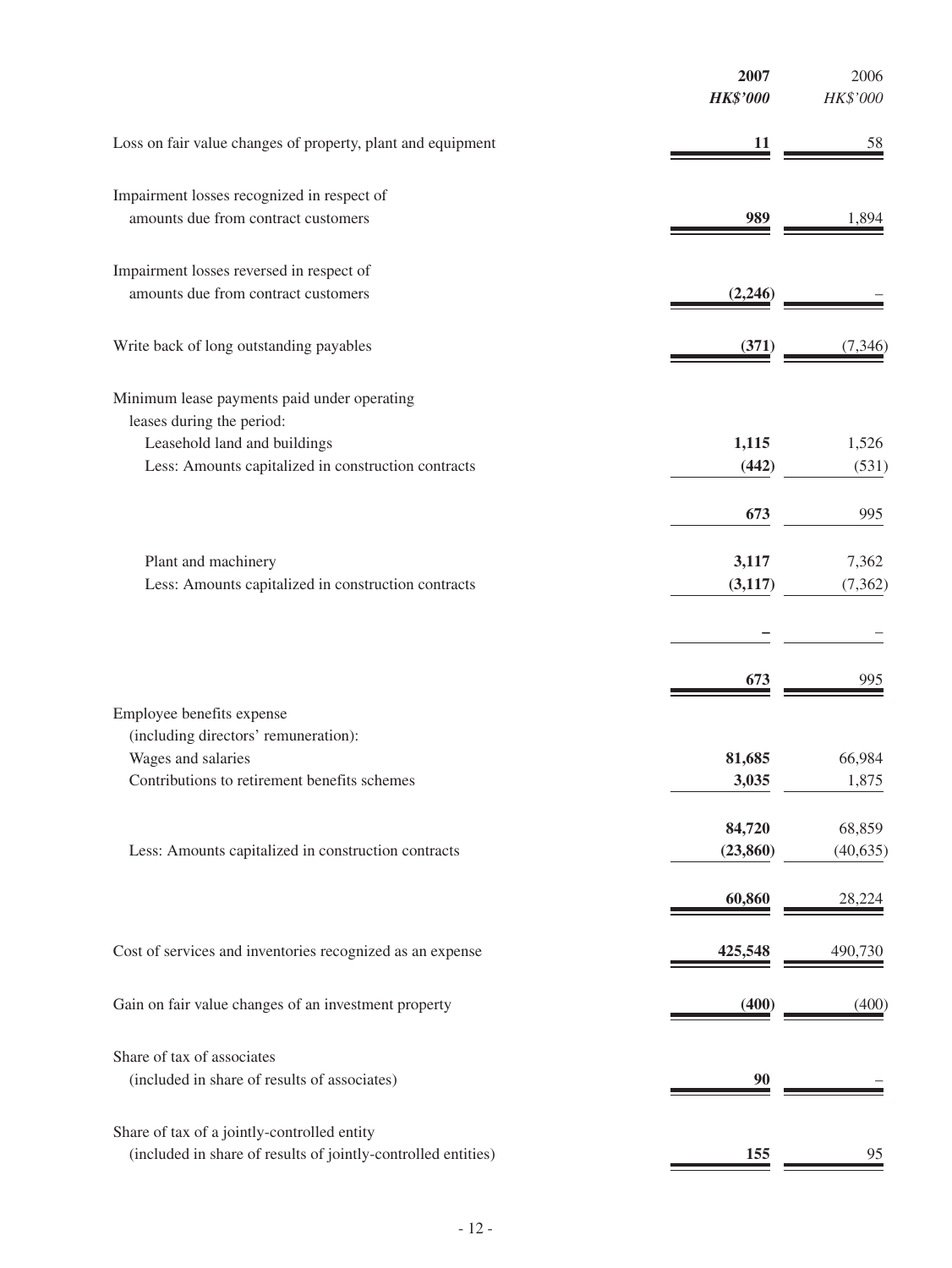| | 2007 | 2006 |
|---|---|---|
| | *HK$'000* | *HK$'000* |
| Loss on fair value changes of property, plant and equipment | **11** | 58 |
| Impairment losses recognized in respect of amounts due from contract customers | **989** | 1,894 |
| Impairment losses reversed in respect of amounts due from contract customers | **(2,246)** | – |
| Write back of long outstanding payables | **(371)** | (7,346) |
| Minimum lease payments paid under operating leases during the period: | | |
| Leasehold land and buildings | **1,115** | 1,526 |
| Less: Amounts capitalized in construction contracts | **(442)** | (531) |
| | **673** | 995 |
| Plant and machinery | **3,117** | 7,362 |
| Less: Amounts capitalized in construction contracts | **(3,117)** | (7,362) |
| | **–** | – |
| | **673** | 995 |
| Employee benefits expense (including directors' remuneration): | | |
| Wages and salaries | **81,685** | 66,984 |
| Contributions to retirement benefits schemes | **3,035** | 1,875 |
| | **84,720** | 68,859 |
| Less: Amounts capitalized in construction contracts | **(23,860)** | (40,635) |
| | **60,860** | 28,224 |
| Cost of services and inventories recognized as an expense | **425,548** | 490,730 |
| Gain on fair value changes of an investment property | **(400)** | (400) |
| Share of tax of associates (included in share of results of associates) | **90** | – |
| Share of tax of a jointly-controlled entity (included in share of results of jointly-controlled entities) | **155** | 95 |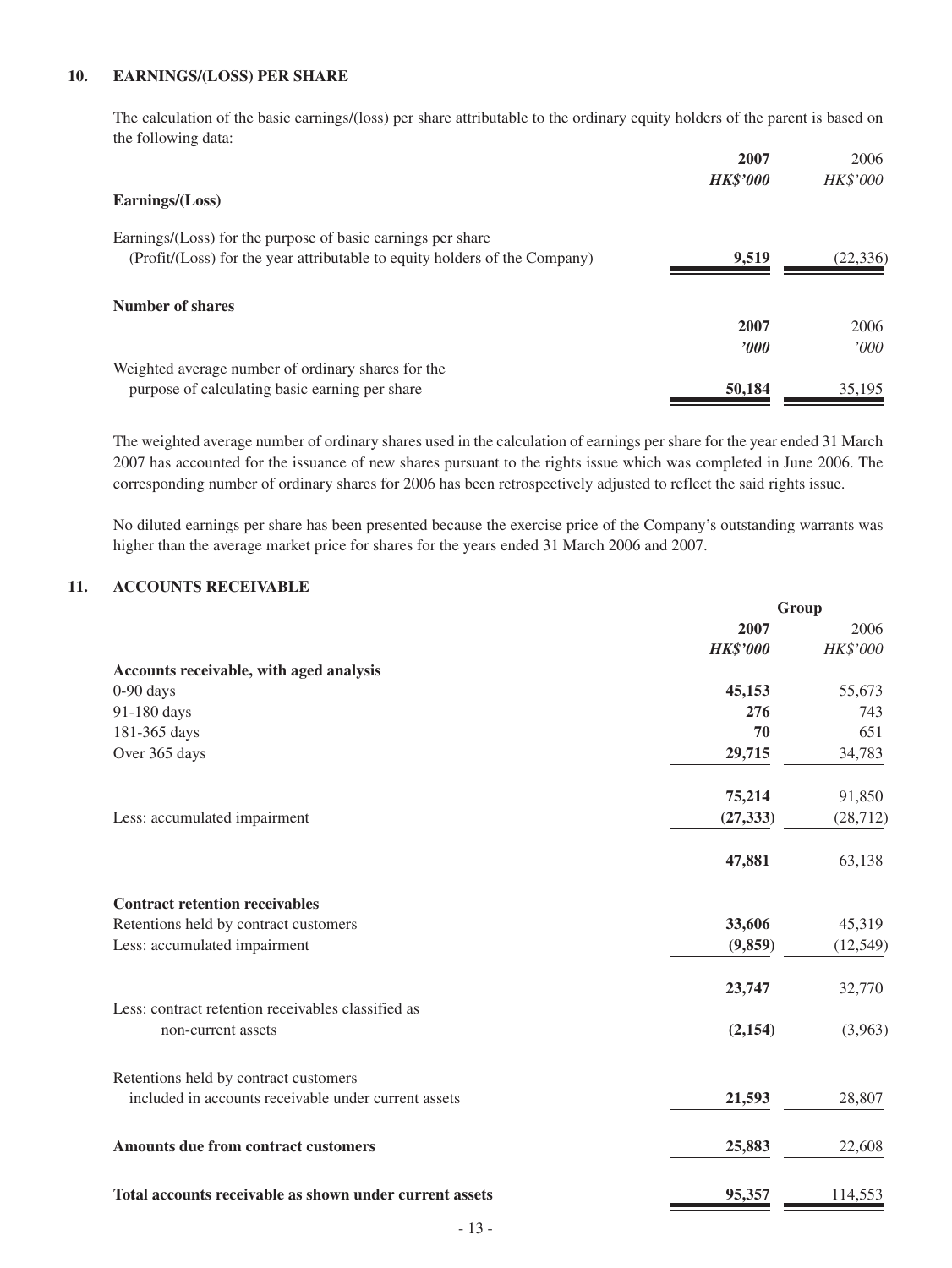## 10. EARNINGS/(LOSS) PER SHARE

The calculation of the basic earnings/(loss) per share attributable to the ordinary equity holders of the parent is based on the following data:

| | 2007 | 2006 |
|---|---|---|
| | *HK$'000* | *HK$'000* |
| **Earnings/(Loss)** | | |
| Earnings/(Loss) for the purpose of basic earnings per share (Profit/(Loss) for the year attributable to equity holders of the Company) | **9,519** | (22,336) |

| **Number of shares** | 2007 | 2006 |
|---|---|---|
| | *'000* | *'000* |
| Weighted average number of ordinary shares for the purpose of calculating basic earning per share | **50,184** | 35,195 |

The weighted average number of ordinary shares used in the calculation of earnings per share for the year ended 31 March 2007 has accounted for the issuance of new shares pursuant to the rights issue which was completed in June 2006. The corresponding number of ordinary shares for 2006 has been retrospectively adjusted to reflect the said rights issue.

No diluted earnings per share has been presented because the exercise price of the Company's outstanding warrants was higher than the average market price for shares for the years ended 31 March 2006 and 2007.

## 11. ACCOUNTS RECEIVABLE

| | Group | |
|---|---|---|
| | 2007 | 2006 |
| | *HK$'000* | *HK$'000* |
| **Accounts receivable, with aged analysis** | | |
| 0-90 days | **45,153** | 55,673 |
| 91-180 days | **276** | 743 |
| 181-365 days | **70** | 651 |
| Over 365 days | **29,715** | 34,783 |
| | **75,214** | 91,850 |
| Less: accumulated impairment | **(27,333)** | (28,712) |
| | **47,881** | 63,138 |
| **Contract retention receivables** | | |
| Retentions held by contract customers | **33,606** | 45,319 |
| Less: accumulated impairment | **(9,859)** | (12,549) |
| | **23,747** | 32,770 |
| Less: contract retention receivables classified as non-current assets | **(2,154)** | (3,963) |
| Retentions held by contract customers included in accounts receivable under current assets | **21,593** | 28,807 |
| **Amounts due from contract customers** | **25,883** | 22,608 |
| **Total accounts receivable as shown under current assets** | **95,357** | 114,553 |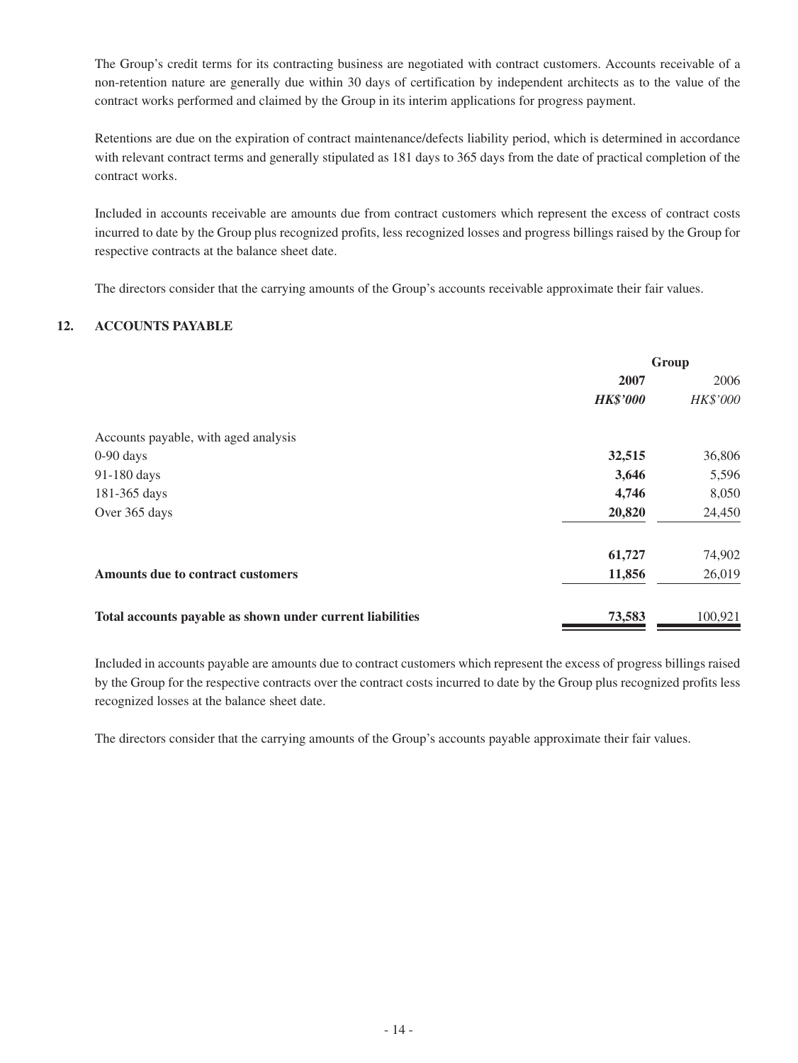The Group's credit terms for its contracting business are negotiated with contract customers. Accounts receivable of a non-retention nature are generally due within 30 days of certification by independent architects as to the value of the contract works performed and claimed by the Group in its interim applications for progress payment.

Retentions are due on the expiration of contract maintenance/defects liability period, which is determined in accordance with relevant contract terms and generally stipulated as 181 days to 365 days from the date of practical completion of the contract works.

Included in accounts receivable are amounts due from contract customers which represent the excess of contract costs incurred to date by the Group plus recognized profits, less recognized losses and progress billings raised by the Group for respective contracts at the balance sheet date.

The directors consider that the carrying amounts of the Group's accounts receivable approximate their fair values.

## 12. ACCOUNTS PAYABLE

| | Group | |
|---|---|---|
| | **2007** | 2006 |
| | ***HK$'000*** | *HK$'000* |
| Accounts payable, with aged analysis | | |
| 0-90 days | **32,515** | 36,806 |
| 91-180 days | **3,646** | 5,596 |
| 181-365 days | **4,746** | 8,050 |
| Over 365 days | **20,820** | 24,450 |
| | **61,727** | 74,902 |
| **Amounts due to contract customers** | **11,856** | 26,019 |
| **Total accounts payable as shown under current liabilities** | **73,583** | 100,921 |

Included in accounts payable are amounts due to contract customers which represent the excess of progress billings raised by the Group for the respective contracts over the contract costs incurred to date by the Group plus recognized profits less recognized losses at the balance sheet date.

The directors consider that the carrying amounts of the Group's accounts payable approximate their fair values.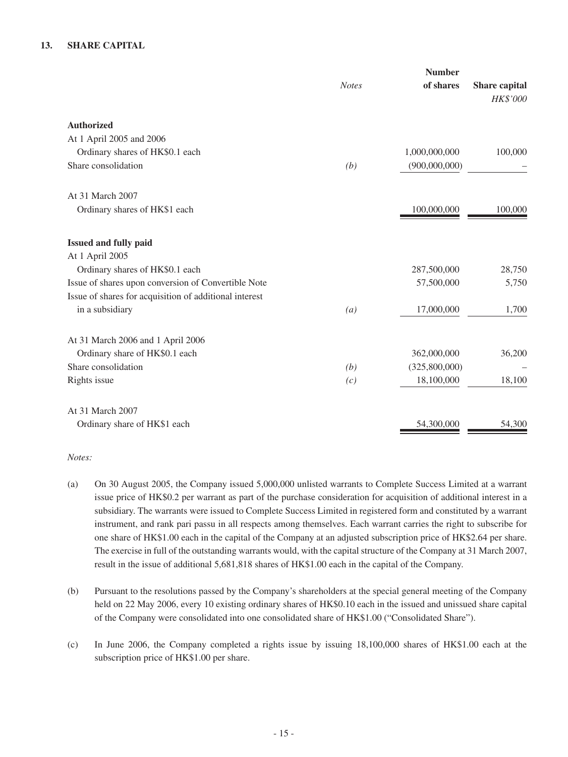## 13. SHARE CAPITAL

| | *Notes* | Number of shares | Share capital *HK$'000* |
|---|---|---|---|
| **Authorized** | | | |
| At 1 April 2005 and 2006 | | | |
| Ordinary shares of HK$0.1 each | | 1,000,000,000 | 100,000 |
| Share consolidation | *(b)* | (900,000,000) | – |
| At 31 March 2007 | | | |
| Ordinary shares of HK$1 each | | 100,000,000 | 100,000 |
| **Issued and fully paid** | | | |
| At 1 April 2005 | | | |
| Ordinary shares of HK$0.1 each | | 287,500,000 | 28,750 |
| Issue of shares upon conversion of Convertible Note | | 57,500,000 | 5,750 |
| Issue of shares for acquisition of additional interest in a subsidiary | *(a)* | 17,000,000 | 1,700 |
| At 31 March 2006 and 1 April 2006 | | | |
| Ordinary share of HK$0.1 each | | 362,000,000 | 36,200 |
| Share consolidation | *(b)* | (325,800,000) | – |
| Rights issue | *(c)* | 18,100,000 | 18,100 |
| At 31 March 2007 | | | |
| Ordinary share of HK$1 each | | 54,300,000 | 54,300 |

*Notes:*

(a) On 30 August 2005, the Company issued 5,000,000 unlisted warrants to Complete Success Limited at a warrant issue price of HK$0.2 per warrant as part of the purchase consideration for acquisition of additional interest in a subsidiary. The warrants were issued to Complete Success Limited in registered form and constituted by a warrant instrument, and rank pari passu in all respects among themselves. Each warrant carries the right to subscribe for one share of HK$1.00 each in the capital of the Company at an adjusted subscription price of HK$2.64 per share. The exercise in full of the outstanding warrants would, with the capital structure of the Company at 31 March 2007, result in the issue of additional 5,681,818 shares of HK$1.00 each in the capital of the Company.

(b) Pursuant to the resolutions passed by the Company's shareholders at the special general meeting of the Company held on 22 May 2006, every 10 existing ordinary shares of HK$0.10 each in the issued and unissued share capital of the Company were consolidated into one consolidated share of HK$1.00 ("Consolidated Share").

(c) In June 2006, the Company completed a rights issue by issuing 18,100,000 shares of HK$1.00 each at the subscription price of HK$1.00 per share.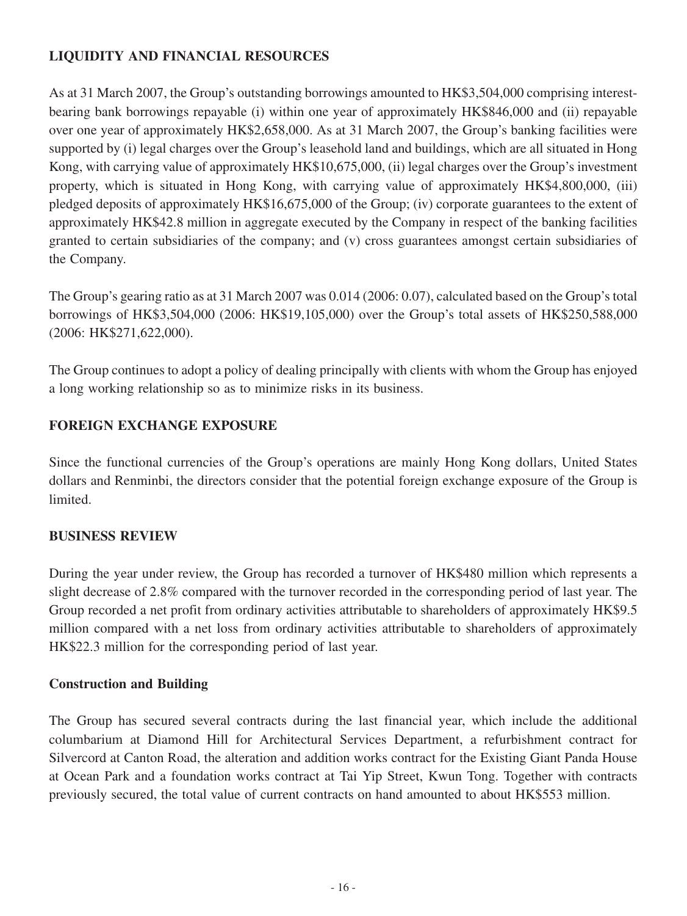## LIQUIDITY AND FINANCIAL RESOURCES

As at 31 March 2007, the Group's outstanding borrowings amounted to HK$3,504,000 comprising interest-bearing bank borrowings repayable (i) within one year of approximately HK$846,000 and (ii) repayable over one year of approximately HK$2,658,000. As at 31 March 2007, the Group's banking facilities were supported by (i) legal charges over the Group's leasehold land and buildings, which are all situated in Hong Kong, with carrying value of approximately HK$10,675,000, (ii) legal charges over the Group's investment property, which is situated in Hong Kong, with carrying value of approximately HK$4,800,000, (iii) pledged deposits of approximately HK$16,675,000 of the Group; (iv) corporate guarantees to the extent of approximately HK$42.8 million in aggregate executed by the Company in respect of the banking facilities granted to certain subsidiaries of the company; and (v) cross guarantees amongst certain subsidiaries of the Company.

The Group's gearing ratio as at 31 March 2007 was 0.014 (2006: 0.07), calculated based on the Group's total borrowings of HK$3,504,000 (2006: HK$19,105,000) over the Group's total assets of HK$250,588,000 (2006: HK$271,622,000).

The Group continues to adopt a policy of dealing principally with clients with whom the Group has enjoyed a long working relationship so as to minimize risks in its business.

## FOREIGN EXCHANGE EXPOSURE

Since the functional currencies of the Group's operations are mainly Hong Kong dollars, United States dollars and Renminbi, the directors consider that the potential foreign exchange exposure of the Group is limited.

## BUSINESS REVIEW

During the year under review, the Group has recorded a turnover of HK$480 million which represents a slight decrease of 2.8% compared with the turnover recorded in the corresponding period of last year. The Group recorded a net profit from ordinary activities attributable to shareholders of approximately HK$9.5 million compared with a net loss from ordinary activities attributable to shareholders of approximately HK$22.3 million for the corresponding period of last year.

### Construction and Building

The Group has secured several contracts during the last financial year, which include the additional columbarium at Diamond Hill for Architectural Services Department, a refurbishment contract for Silvercord at Canton Road, the alteration and addition works contract for the Existing Giant Panda House at Ocean Park and a foundation works contract at Tai Yip Street, Kwun Tong. Together with contracts previously secured, the total value of current contracts on hand amounted to about HK$553 million.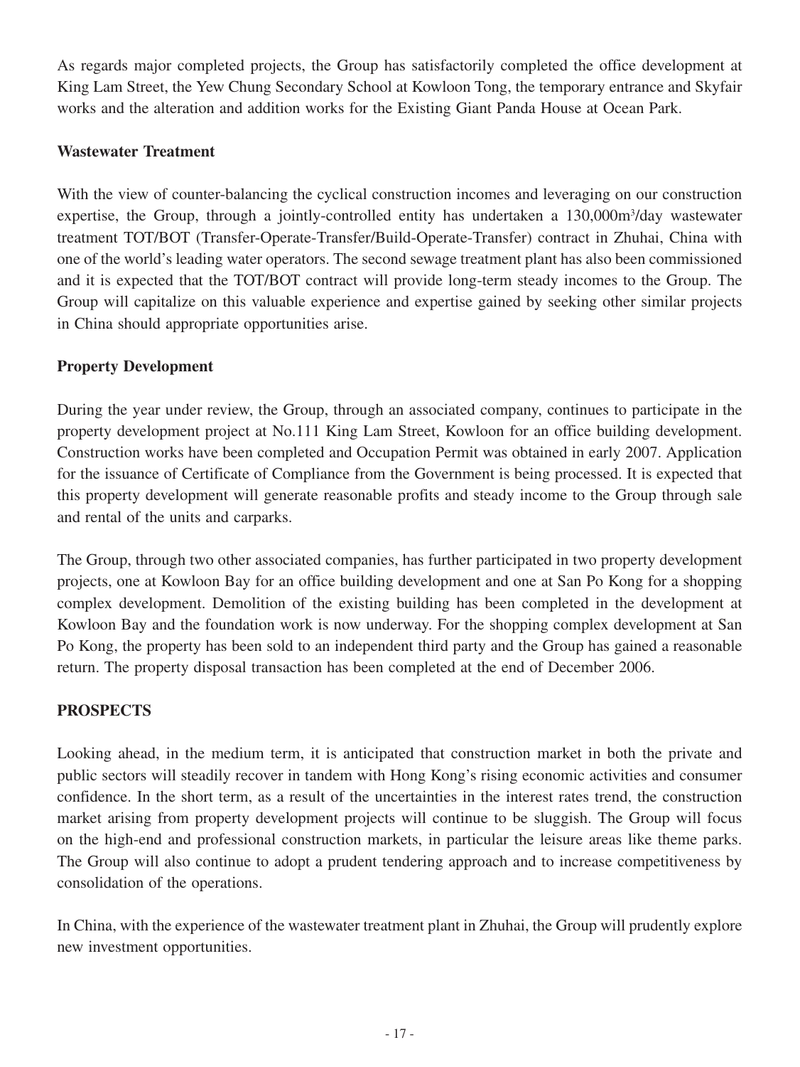As regards major completed projects, the Group has satisfactorily completed the office development at King Lam Street, the Yew Chung Secondary School at Kowloon Tong, the temporary entrance and Skyfair works and the alteration and addition works for the Existing Giant Panda House at Ocean Park.

**Wastewater Treatment**

With the view of counter-balancing the cyclical construction incomes and leveraging on our construction expertise, the Group, through a jointly-controlled entity has undertaken a 130,000m$^3$/day wastewater treatment TOT/BOT (Transfer-Operate-Transfer/Build-Operate-Transfer) contract in Zhuhai, China with one of the world's leading water operators. The second sewage treatment plant has also been commissioned and it is expected that the TOT/BOT contract will provide long-term steady incomes to the Group. The Group will capitalize on this valuable experience and expertise gained by seeking other similar projects in China should appropriate opportunities arise.

**Property Development**

During the year under review, the Group, through an associated company, continues to participate in the property development project at No.111 King Lam Street, Kowloon for an office building development. Construction works have been completed and Occupation Permit was obtained in early 2007. Application for the issuance of Certificate of Compliance from the Government is being processed. It is expected that this property development will generate reasonable profits and steady income to the Group through sale and rental of the units and carparks.

The Group, through two other associated companies, has further participated in two property development projects, one at Kowloon Bay for an office building development and one at San Po Kong for a shopping complex development. Demolition of the existing building has been completed in the development at Kowloon Bay and the foundation work is now underway. For the shopping complex development at San Po Kong, the property has been sold to an independent third party and the Group has gained a reasonable return. The property disposal transaction has been completed at the end of December 2006.

**PROSPECTS**

Looking ahead, in the medium term, it is anticipated that construction market in both the private and public sectors will steadily recover in tandem with Hong Kong's rising economic activities and consumer confidence. In the short term, as a result of the uncertainties in the interest rates trend, the construction market arising from property development projects will continue to be sluggish. The Group will focus on the high-end and professional construction markets, in particular the leisure areas like theme parks. The Group will also continue to adopt a prudent tendering approach and to increase competitiveness by consolidation of the operations.

In China, with the experience of the wastewater treatment plant in Zhuhai, the Group will prudently explore new investment opportunities.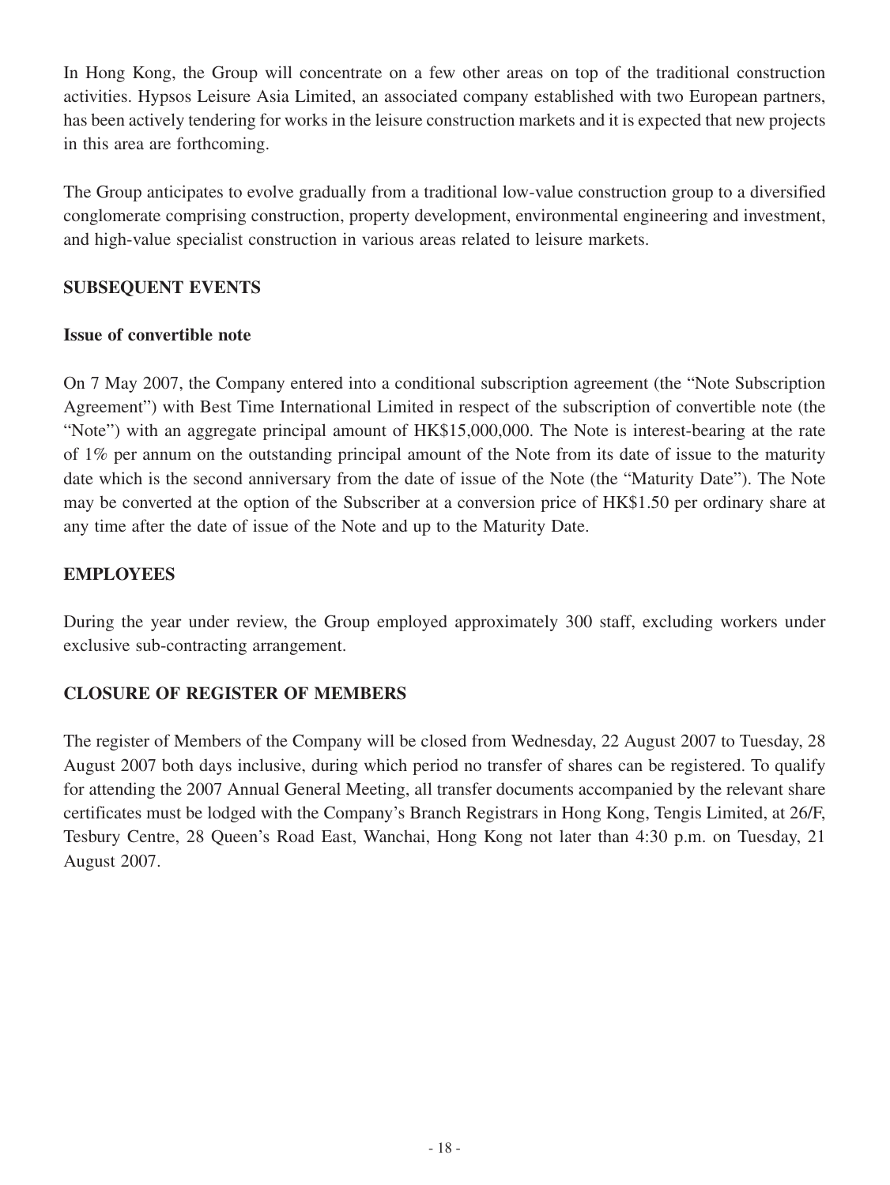In Hong Kong, the Group will concentrate on a few other areas on top of the traditional construction activities. Hypsos Leisure Asia Limited, an associated company established with two European partners, has been actively tendering for works in the leisure construction markets and it is expected that new projects in this area are forthcoming.

The Group anticipates to evolve gradually from a traditional low-value construction group to a diversified conglomerate comprising construction, property development, environmental engineering and investment, and high-value specialist construction in various areas related to leisure markets.

## SUBSEQUENT EVENTS

### Issue of convertible note

On 7 May 2007, the Company entered into a conditional subscription agreement (the "Note Subscription Agreement") with Best Time International Limited in respect of the subscription of convertible note (the "Note") with an aggregate principal amount of HK$15,000,000. The Note is interest-bearing at the rate of 1% per annum on the outstanding principal amount of the Note from its date of issue to the maturity date which is the second anniversary from the date of issue of the Note (the "Maturity Date"). The Note may be converted at the option of the Subscriber at a conversion price of HK$1.50 per ordinary share at any time after the date of issue of the Note and up to the Maturity Date.

## EMPLOYEES

During the year under review, the Group employed approximately 300 staff, excluding workers under exclusive sub-contracting arrangement.

## CLOSURE OF REGISTER OF MEMBERS

The register of Members of the Company will be closed from Wednesday, 22 August 2007 to Tuesday, 28 August 2007 both days inclusive, during which period no transfer of shares can be registered. To qualify for attending the 2007 Annual General Meeting, all transfer documents accompanied by the relevant share certificates must be lodged with the Company's Branch Registrars in Hong Kong, Tengis Limited, at 26/F, Tesbury Centre, 28 Queen's Road East, Wanchai, Hong Kong not later than 4:30 p.m. on Tuesday, 21 August 2007.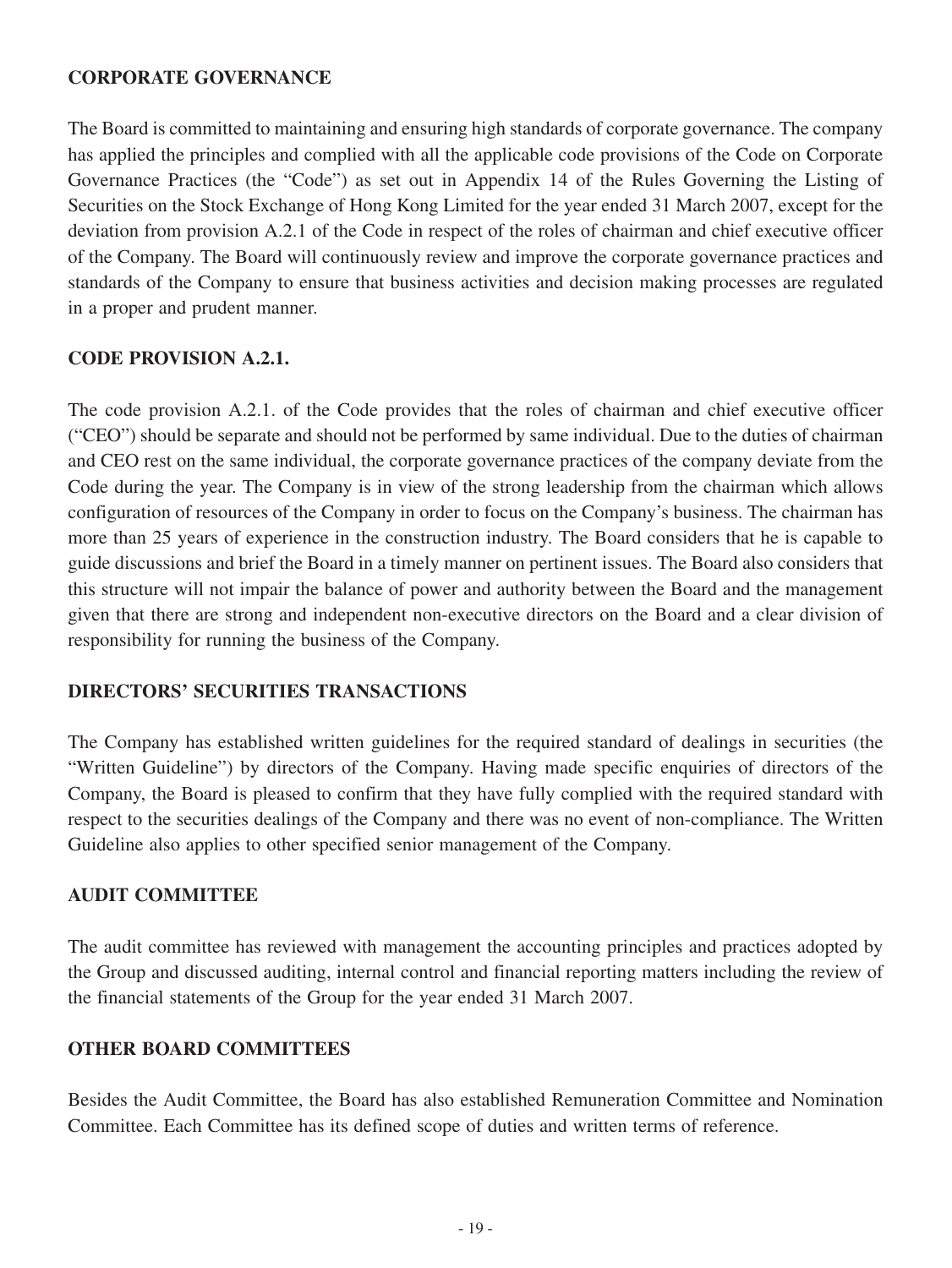## CORPORATE GOVERNANCE

The Board is committed to maintaining and ensuring high standards of corporate governance. The company has applied the principles and complied with all the applicable code provisions of the Code on Corporate Governance Practices (the "Code") as set out in Appendix 14 of the Rules Governing the Listing of Securities on the Stock Exchange of Hong Kong Limited for the year ended 31 March 2007, except for the deviation from provision A.2.1 of the Code in respect of the roles of chairman and chief executive officer of the Company. The Board will continuously review and improve the corporate governance practices and standards of the Company to ensure that business activities and decision making processes are regulated in a proper and prudent manner.

## CODE PROVISION A.2.1.

The code provision A.2.1. of the Code provides that the roles of chairman and chief executive officer ("CEO") should be separate and should not be performed by same individual. Due to the duties of chairman and CEO rest on the same individual, the corporate governance practices of the company deviate from the Code during the year. The Company is in view of the strong leadership from the chairman which allows configuration of resources of the Company in order to focus on the Company's business. The chairman has more than 25 years of experience in the construction industry. The Board considers that he is capable to guide discussions and brief the Board in a timely manner on pertinent issues. The Board also considers that this structure will not impair the balance of power and authority between the Board and the management given that there are strong and independent non-executive directors on the Board and a clear division of responsibility for running the business of the Company.

## DIRECTORS' SECURITIES TRANSACTIONS

The Company has established written guidelines for the required standard of dealings in securities (the "Written Guideline") by directors of the Company. Having made specific enquiries of directors of the Company, the Board is pleased to confirm that they have fully complied with the required standard with respect to the securities dealings of the Company and there was no event of non-compliance. The Written Guideline also applies to other specified senior management of the Company.

## AUDIT COMMITTEE

The audit committee has reviewed with management the accounting principles and practices adopted by the Group and discussed auditing, internal control and financial reporting matters including the review of the financial statements of the Group for the year ended 31 March 2007.

## OTHER BOARD COMMITTEES

Besides the Audit Committee, the Board has also established Remuneration Committee and Nomination Committee. Each Committee has its defined scope of duties and written terms of reference.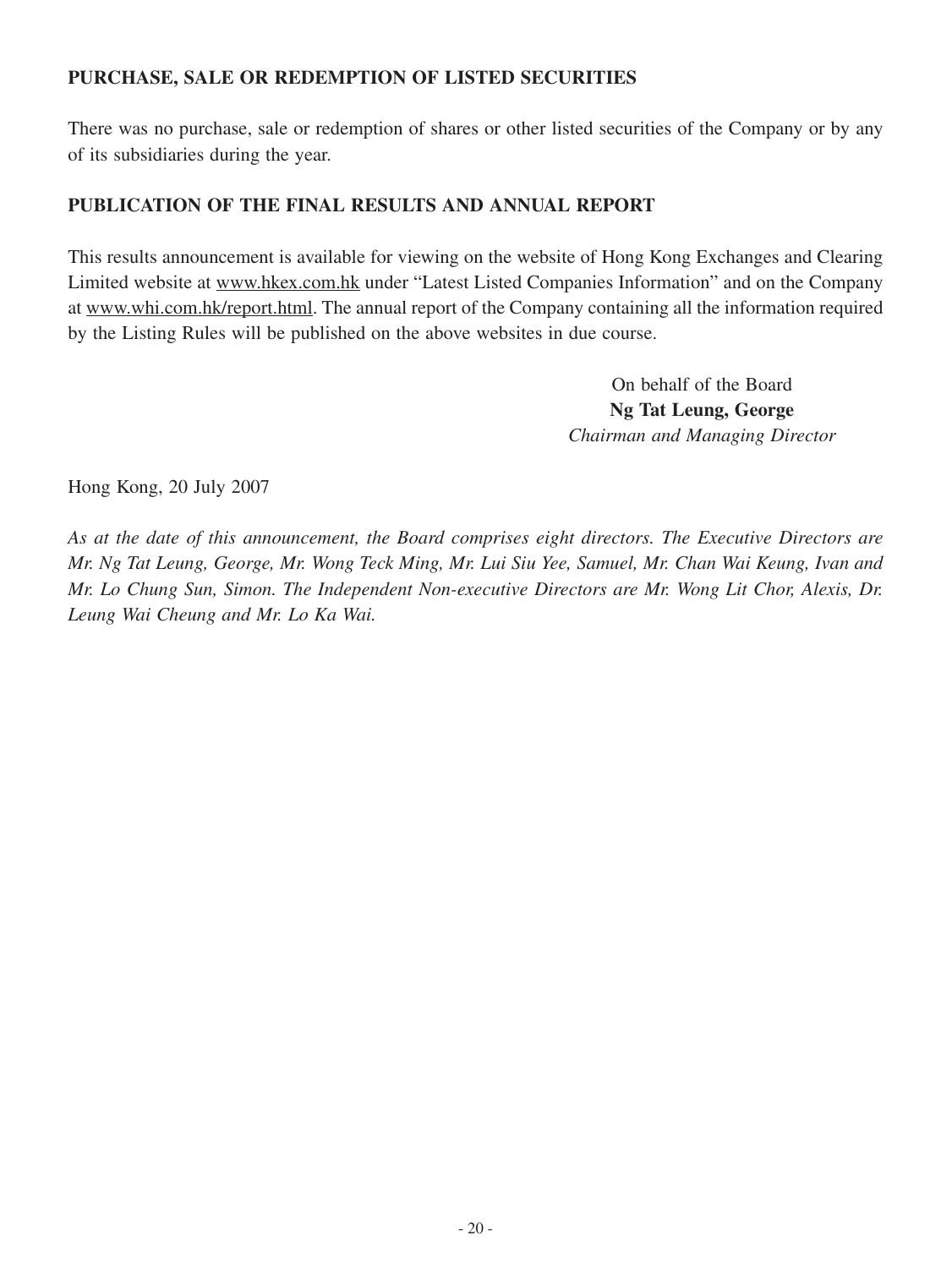**PURCHASE, SALE OR REDEMPTION OF LISTED SECURITIES**

There was no purchase, sale or redemption of shares or other listed securities of the Company or by any of its subsidiaries during the year.

**PUBLICATION OF THE FINAL RESULTS AND ANNUAL REPORT**

This results announcement is available for viewing on the website of Hong Kong Exchanges and Clearing Limited website at www.hkex.com.hk under "Latest Listed Companies Information" and on the Company at www.whi.com.hk/report.html. The annual report of the Company containing all the information required by the Listing Rules will be published on the above websites in due course.

On behalf of the Board
**Ng Tat Leung, George**
*Chairman and Managing Director*

Hong Kong, 20 July 2007

*As at the date of this announcement, the Board comprises eight directors. The Executive Directors are Mr. Ng Tat Leung, George, Mr. Wong Teck Ming, Mr. Lui Siu Yee, Samuel, Mr. Chan Wai Keung, Ivan and Mr. Lo Chung Sun, Simon. The Independent Non-executive Directors are Mr. Wong Lit Chor, Alexis, Dr. Leung Wai Cheung and Mr. Lo Ka Wai.*